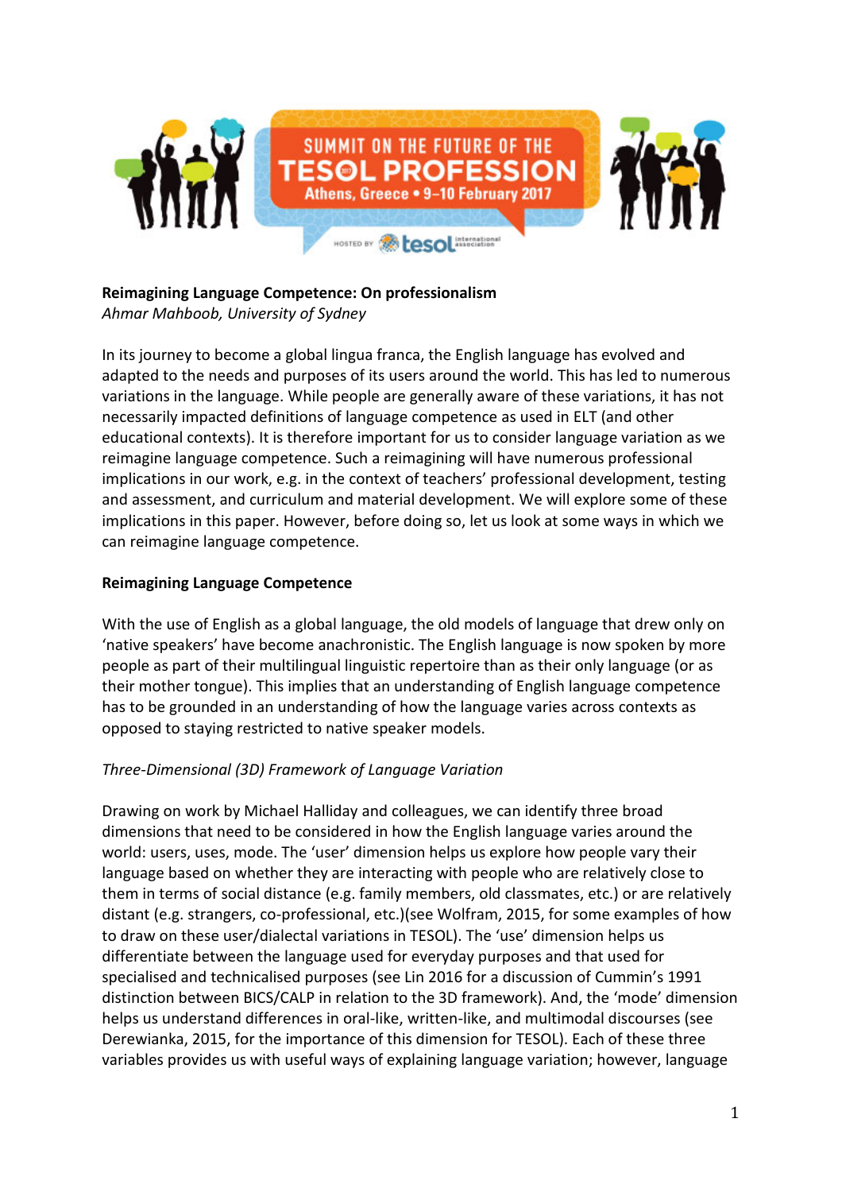**Reimagining Language Competence: On professionalism**
*Ahmar Mahboob, University of Sydney*

In its journey to become a global lingua franca, the English language has evolved and adapted to the needs and purposes of its users around the world. This has led to numerous variations in the language. While people are generally aware of these variations, it has not necessarily impacted definitions of language competence as used in ELT (and other educational contexts). It is therefore important for us to consider language variation as we reimagine language competence. Such a reimagining will have numerous professional implications in our work, e.g. in the context of teachers' professional development, testing and assessment, and curriculum and material development. We will explore some of these implications in this paper. However, before doing so, let us look at some ways in which we can reimagine language competence.

## Reimagining Language Competence

With the use of English as a global language, the old models of language that drew only on 'native speakers' have become anachronistic. The English language is now spoken by more people as part of their multilingual linguistic repertoire than as their only language (or as their mother tongue). This implies that an understanding of English language competence has to be grounded in an understanding of how the language varies across contexts as opposed to staying restricted to native speaker models.

### *Three-Dimensional (3D) Framework of Language Variation*

Drawing on work by Michael Halliday and colleagues, we can identify three broad dimensions that need to be considered in how the English language varies around the world: users, uses, mode. The 'user' dimension helps us explore how people vary their language based on whether they are interacting with people who are relatively close to them in terms of social distance (e.g. family members, old classmates, etc.) or are relatively distant (e.g. strangers, co-professional, etc.)(see Wolfram, 2015, for some examples of how to draw on these user/dialectal variations in TESOL). The 'use' dimension helps us differentiate between the language used for everyday purposes and that used for specialised and technicalised purposes (see Lin 2016 for a discussion of Cummin's 1991 distinction between BICS/CALP in relation to the 3D framework). And, the 'mode' dimension helps us understand differences in oral-like, written-like, and multimodal discourses (see Derewianka, 2015, for the importance of this dimension for TESOL). Each of these three variables provides us with useful ways of explaining language variation; however, language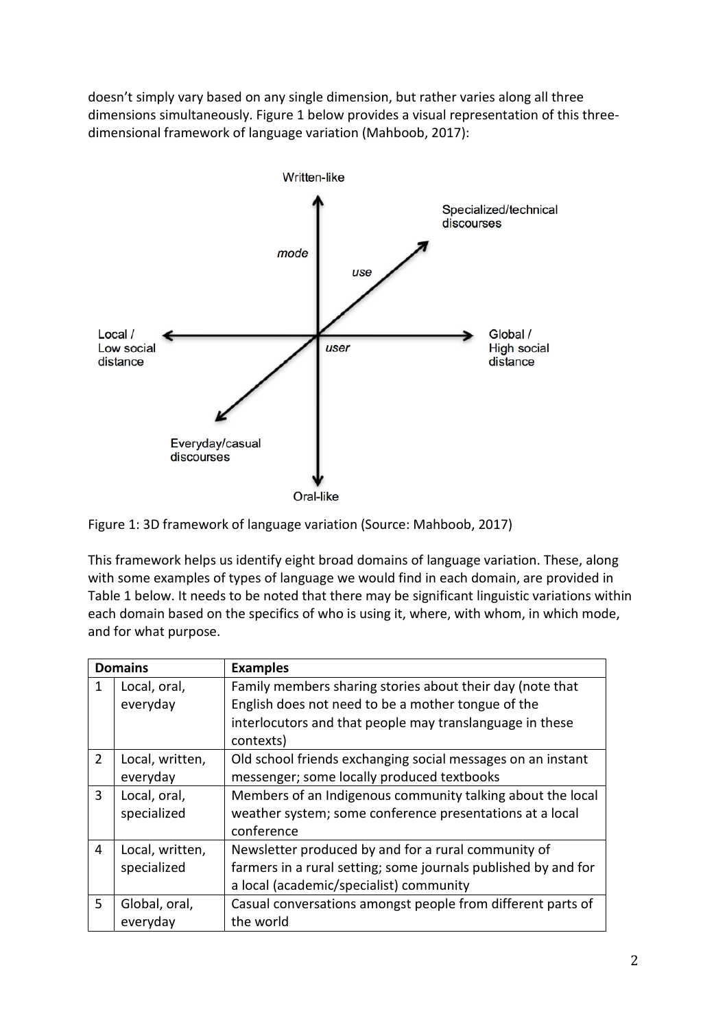doesn't simply vary based on any single dimension, but rather varies along all three dimensions simultaneously. Figure 1 below provides a visual representation of this three-dimensional framework of language variation (Mahboob, 2017):

Figure 1: 3D framework of language variation (Source: Mahboob, 2017)

This framework helps us identify eight broad domains of language variation. These, along with some examples of types of language we would find in each domain, are provided in Table 1 below. It needs to be noted that there may be significant linguistic variations within each domain based on the specifics of who is using it, where, with whom, in which mode, and for what purpose.

| Domains | | Examples |
|---|---|---|
| 1 | Local, oral, everyday | Family members sharing stories about their day (note that English does not need to be a mother tongue of the interlocutors and that people may translanguage in these contexts) |
| 2 | Local, written, everyday | Old school friends exchanging social messages on an instant messenger; some locally produced textbooks |
| 3 | Local, oral, specialized | Members of an Indigenous community talking about the local weather system; some conference presentations at a local conference |
| 4 | Local, written, specialized | Newsletter produced by and for a rural community of farmers in a rural setting; some journals published by and for a local (academic/specialist) community |
| 5 | Global, oral, everyday | Casual conversations amongst people from different parts of the world |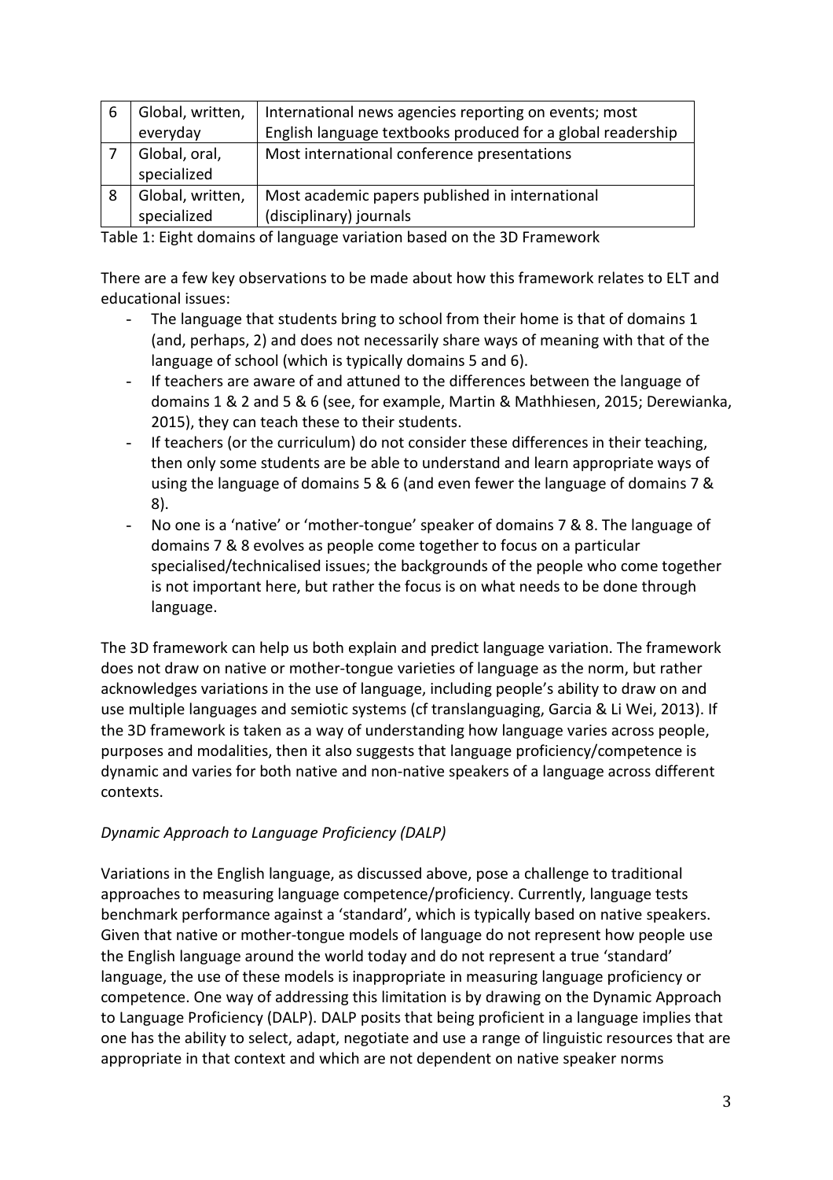| 6 | Global, written, everyday | International news agencies reporting on events; most English language textbooks produced for a global readership |
|---|---|---|
| 7 | Global, oral, specialized | Most international conference presentations |
| 8 | Global, written, specialized | Most academic papers published in international (disciplinary) journals |

Table 1: Eight domains of language variation based on the 3D Framework

There are a few key observations to be made about how this framework relates to ELT and educational issues:

- The language that students bring to school from their home is that of domains 1 (and, perhaps, 2) and does not necessarily share ways of meaning with that of the language of school (which is typically domains 5 and 6).
- If teachers are aware of and attuned to the differences between the language of domains 1 & 2 and 5 & 6 (see, for example, Martin & Mathhiesen, 2015; Derewianka, 2015), they can teach these to their students.
- If teachers (or the curriculum) do not consider these differences in their teaching, then only some students are be able to understand and learn appropriate ways of using the language of domains 5 & 6 (and even fewer the language of domains 7 & 8).
- No one is a 'native' or 'mother-tongue' speaker of domains 7 & 8. The language of domains 7 & 8 evolves as people come together to focus on a particular specialised/technicalised issues; the backgrounds of the people who come together is not important here, but rather the focus is on what needs to be done through language.

The 3D framework can help us both explain and predict language variation. The framework does not draw on native or mother-tongue varieties of language as the norm, but rather acknowledges variations in the use of language, including people's ability to draw on and use multiple languages and semiotic systems (cf translanguaging, Garcia & Li Wei, 2013). If the 3D framework is taken as a way of understanding how language varies across people, purposes and modalities, then it also suggests that language proficiency/competence is dynamic and varies for both native and non-native speakers of a language across different contexts.

*Dynamic Approach to Language Proficiency (DALP)*

Variations in the English language, as discussed above, pose a challenge to traditional approaches to measuring language competence/proficiency. Currently, language tests benchmark performance against a 'standard', which is typically based on native speakers. Given that native or mother-tongue models of language do not represent how people use the English language around the world today and do not represent a true 'standard' language, the use of these models is inappropriate in measuring language proficiency or competence. One way of addressing this limitation is by drawing on the Dynamic Approach to Language Proficiency (DALP). DALP posits that being proficient in a language implies that one has the ability to select, adapt, negotiate and use a range of linguistic resources that are appropriate in that context and which are not dependent on native speaker norms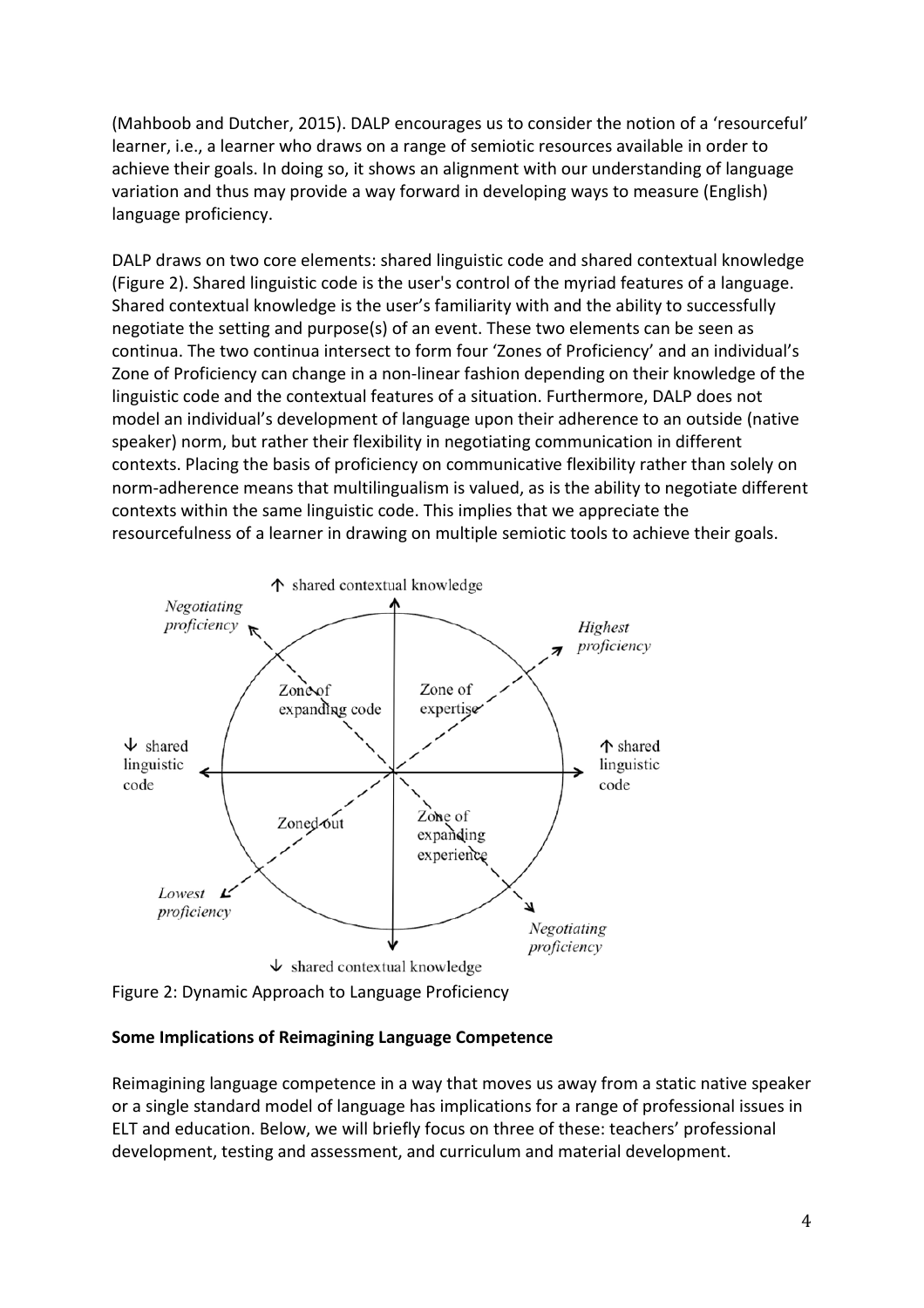(Mahboob and Dutcher, 2015). DALP encourages us to consider the notion of a 'resourceful' learner, i.e., a learner who draws on a range of semiotic resources available in order to achieve their goals. In doing so, it shows an alignment with our understanding of language variation and thus may provide a way forward in developing ways to measure (English) language proficiency.

DALP draws on two core elements: shared linguistic code and shared contextual knowledge (Figure 2). Shared linguistic code is the user's control of the myriad features of a language. Shared contextual knowledge is the user's familiarity with and the ability to successfully negotiate the setting and purpose(s) of an event. These two elements can be seen as continua. The two continua intersect to form four 'Zones of Proficiency' and an individual's Zone of Proficiency can change in a non-linear fashion depending on their knowledge of the linguistic code and the contextual features of a situation. Furthermore, DALP does not model an individual's development of language upon their adherence to an outside (native speaker) norm, but rather their flexibility in negotiating communication in different contexts. Placing the basis of proficiency on communicative flexibility rather than solely on norm-adherence means that multilingualism is valued, as is the ability to negotiate different contexts within the same linguistic code. This implies that we appreciate the resourcefulness of a learner in drawing on multiple semiotic tools to achieve their goals.

Figure 2: Dynamic Approach to Language Proficiency

**Some Implications of Reimagining Language Competence**

Reimagining language competence in a way that moves us away from a static native speaker or a single standard model of language has implications for a range of professional issues in ELT and education. Below, we will briefly focus on three of these: teachers' professional development, testing and assessment, and curriculum and material development.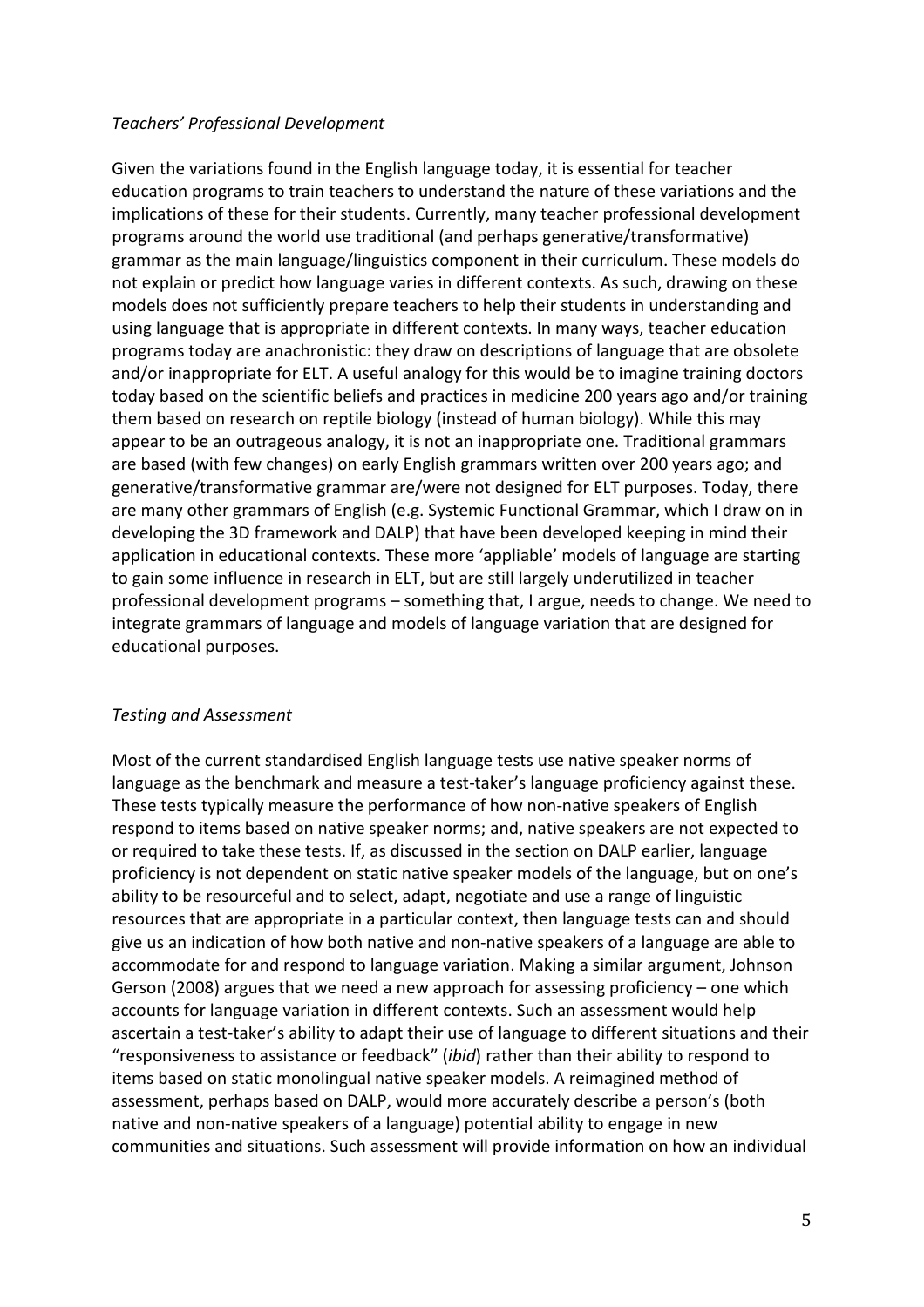*Teachers' Professional Development*

Given the variations found in the English language today, it is essential for teacher education programs to train teachers to understand the nature of these variations and the implications of these for their students. Currently, many teacher professional development programs around the world use traditional (and perhaps generative/transformative) grammar as the main language/linguistics component in their curriculum. These models do not explain or predict how language varies in different contexts. As such, drawing on these models does not sufficiently prepare teachers to help their students in understanding and using language that is appropriate in different contexts. In many ways, teacher education programs today are anachronistic: they draw on descriptions of language that are obsolete and/or inappropriate for ELT. A useful analogy for this would be to imagine training doctors today based on the scientific beliefs and practices in medicine 200 years ago and/or training them based on research on reptile biology (instead of human biology). While this may appear to be an outrageous analogy, it is not an inappropriate one. Traditional grammars are based (with few changes) on early English grammars written over 200 years ago; and generative/transformative grammar are/were not designed for ELT purposes. Today, there are many other grammars of English (e.g. Systemic Functional Grammar, which I draw on in developing the 3D framework and DALP) that have been developed keeping in mind their application in educational contexts. These more 'appliable' models of language are starting to gain some influence in research in ELT, but are still largely underutilized in teacher professional development programs – something that, I argue, needs to change. We need to integrate grammars of language and models of language variation that are designed for educational purposes.

*Testing and Assessment*

Most of the current standardised English language tests use native speaker norms of language as the benchmark and measure a test-taker's language proficiency against these. These tests typically measure the performance of how non-native speakers of English respond to items based on native speaker norms; and, native speakers are not expected to or required to take these tests. If, as discussed in the section on DALP earlier, language proficiency is not dependent on static native speaker models of the language, but on one's ability to be resourceful and to select, adapt, negotiate and use a range of linguistic resources that are appropriate in a particular context, then language tests can and should give us an indication of how both native and non-native speakers of a language are able to accommodate for and respond to language variation. Making a similar argument, Johnson Gerson (2008) argues that we need a new approach for assessing proficiency – one which accounts for language variation in different contexts. Such an assessment would help ascertain a test-taker's ability to adapt their use of language to different situations and their "responsiveness to assistance or feedback" (*ibid*) rather than their ability to respond to items based on static monolingual native speaker models. A reimagined method of assessment, perhaps based on DALP, would more accurately describe a person's (both native and non-native speakers of a language) potential ability to engage in new communities and situations. Such assessment will provide information on how an individual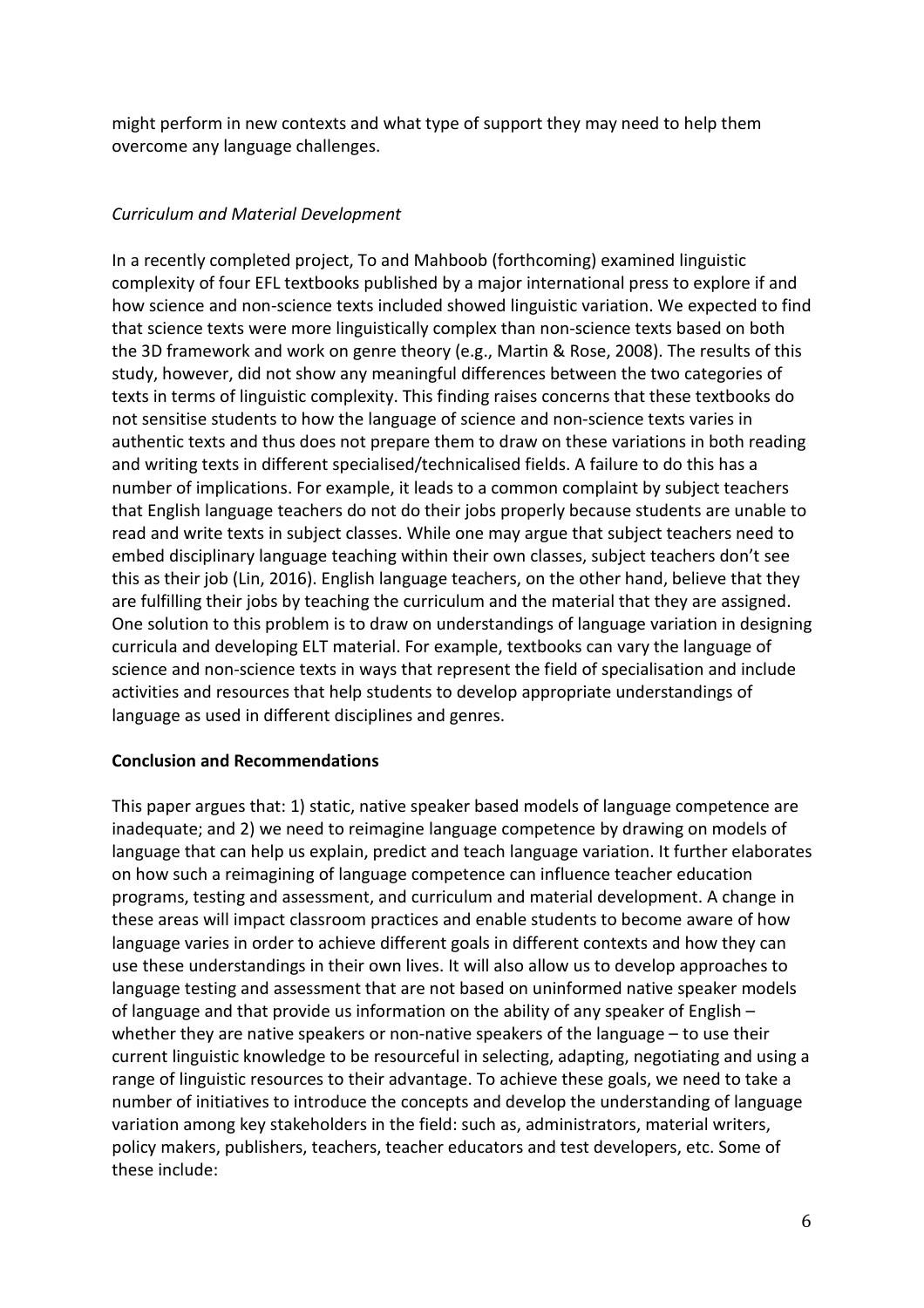might perform in new contexts and what type of support they may need to help them overcome any language challenges.

### *Curriculum and Material Development*

In a recently completed project, To and Mahboob (forthcoming) examined linguistic complexity of four EFL textbooks published by a major international press to explore if and how science and non-science texts included showed linguistic variation. We expected to find that science texts were more linguistically complex than non-science texts based on both the 3D framework and work on genre theory (e.g., Martin & Rose, 2008). The results of this study, however, did not show any meaningful differences between the two categories of texts in terms of linguistic complexity. This finding raises concerns that these textbooks do not sensitise students to how the language of science and non-science texts varies in authentic texts and thus does not prepare them to draw on these variations in both reading and writing texts in different specialised/technicalised fields. A failure to do this has a number of implications. For example, it leads to a common complaint by subject teachers that English language teachers do not do their jobs properly because students are unable to read and write texts in subject classes. While one may argue that subject teachers need to embed disciplinary language teaching within their own classes, subject teachers don't see this as their job (Lin, 2016). English language teachers, on the other hand, believe that they are fulfilling their jobs by teaching the curriculum and the material that they are assigned. One solution to this problem is to draw on understandings of language variation in designing curricula and developing ELT material. For example, textbooks can vary the language of science and non-science texts in ways that represent the field of specialisation and include activities and resources that help students to develop appropriate understandings of language as used in different disciplines and genres.

## **Conclusion and Recommendations**

This paper argues that: 1) static, native speaker based models of language competence are inadequate; and 2) we need to reimagine language competence by drawing on models of language that can help us explain, predict and teach language variation. It further elaborates on how such a reimagining of language competence can influence teacher education programs, testing and assessment, and curriculum and material development. A change in these areas will impact classroom practices and enable students to become aware of how language varies in order to achieve different goals in different contexts and how they can use these understandings in their own lives. It will also allow us to develop approaches to language testing and assessment that are not based on uninformed native speaker models of language and that provide us information on the ability of any speaker of English – whether they are native speakers or non-native speakers of the language – to use their current linguistic knowledge to be resourceful in selecting, adapting, negotiating and using a range of linguistic resources to their advantage. To achieve these goals, we need to take a number of initiatives to introduce the concepts and develop the understanding of language variation among key stakeholders in the field: such as, administrators, material writers, policy makers, publishers, teachers, teacher educators and test developers, etc. Some of these include: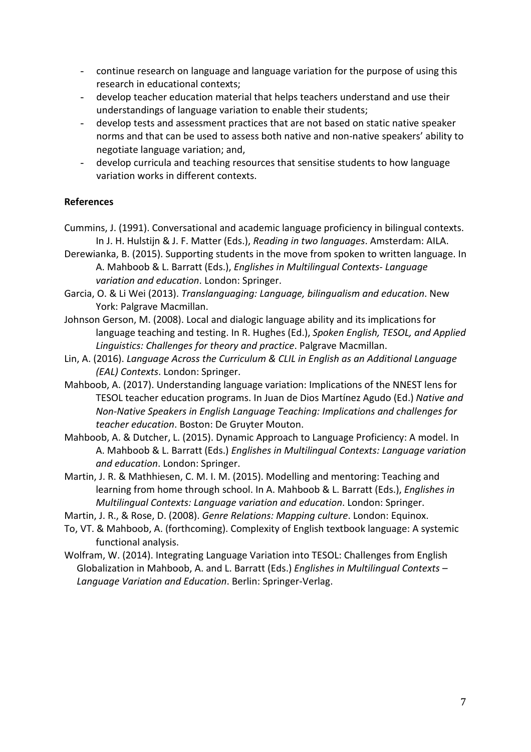- continue research on language and language variation for the purpose of using this research in educational contexts;
- develop teacher education material that helps teachers understand and use their understandings of language variation to enable their students;
- develop tests and assessment practices that are not based on static native speaker norms and that can be used to assess both native and non-native speakers' ability to negotiate language variation; and,
- develop curricula and teaching resources that sensitise students to how language variation works in different contexts.

**References**

Cummins, J. (1991). Conversational and academic language proficiency in bilingual contexts. In J. H. Hulstijn & J. F. Matter (Eds.), *Reading in two languages*. Amsterdam: AILA.

Derewianka, B. (2015). Supporting students in the move from spoken to written language. In A. Mahboob & L. Barratt (Eds.), *Englishes in Multilingual Contexts- Language variation and education*. London: Springer.

Garcia, O. & Li Wei (2013). *Translanguaging: Language, bilingualism and education*. New York: Palgrave Macmillan.

Johnson Gerson, M. (2008). Local and dialogic language ability and its implications for language teaching and testing. In R. Hughes (Ed.), *Spoken English, TESOL, and Applied Linguistics: Challenges for theory and practice*. Palgrave Macmillan.

Lin, A. (2016). *Language Across the Curriculum & CLIL in English as an Additional Language (EAL) Contexts*. London: Springer.

Mahboob, A. (2017). Understanding language variation: Implications of the NNEST lens for TESOL teacher education programs. In Juan de Dios Martínez Agudo (Ed.) *Native and Non-Native Speakers in English Language Teaching: Implications and challenges for teacher education*. Boston: De Gruyter Mouton.

Mahboob, A. & Dutcher, L. (2015). Dynamic Approach to Language Proficiency: A model. In A. Mahboob & L. Barratt (Eds.) *Englishes in Multilingual Contexts: Language variation and education*. London: Springer.

Martin, J. R. & Mathhiesen, C. M. I. M. (2015). Modelling and mentoring: Teaching and learning from home through school. In A. Mahboob & L. Barratt (Eds.), *Englishes in Multilingual Contexts: Language variation and education*. London: Springer.

Martin, J. R., & Rose, D. (2008). *Genre Relations: Mapping culture*. London: Equinox.

To, VT. & Mahboob, A. (forthcoming). Complexity of English textbook language: A systemic functional analysis.

Wolfram, W. (2014). Integrating Language Variation into TESOL: Challenges from English Globalization in Mahboob, A. and L. Barratt (Eds.) *Englishes in Multilingual Contexts – Language Variation and Education*. Berlin: Springer-Verlag.